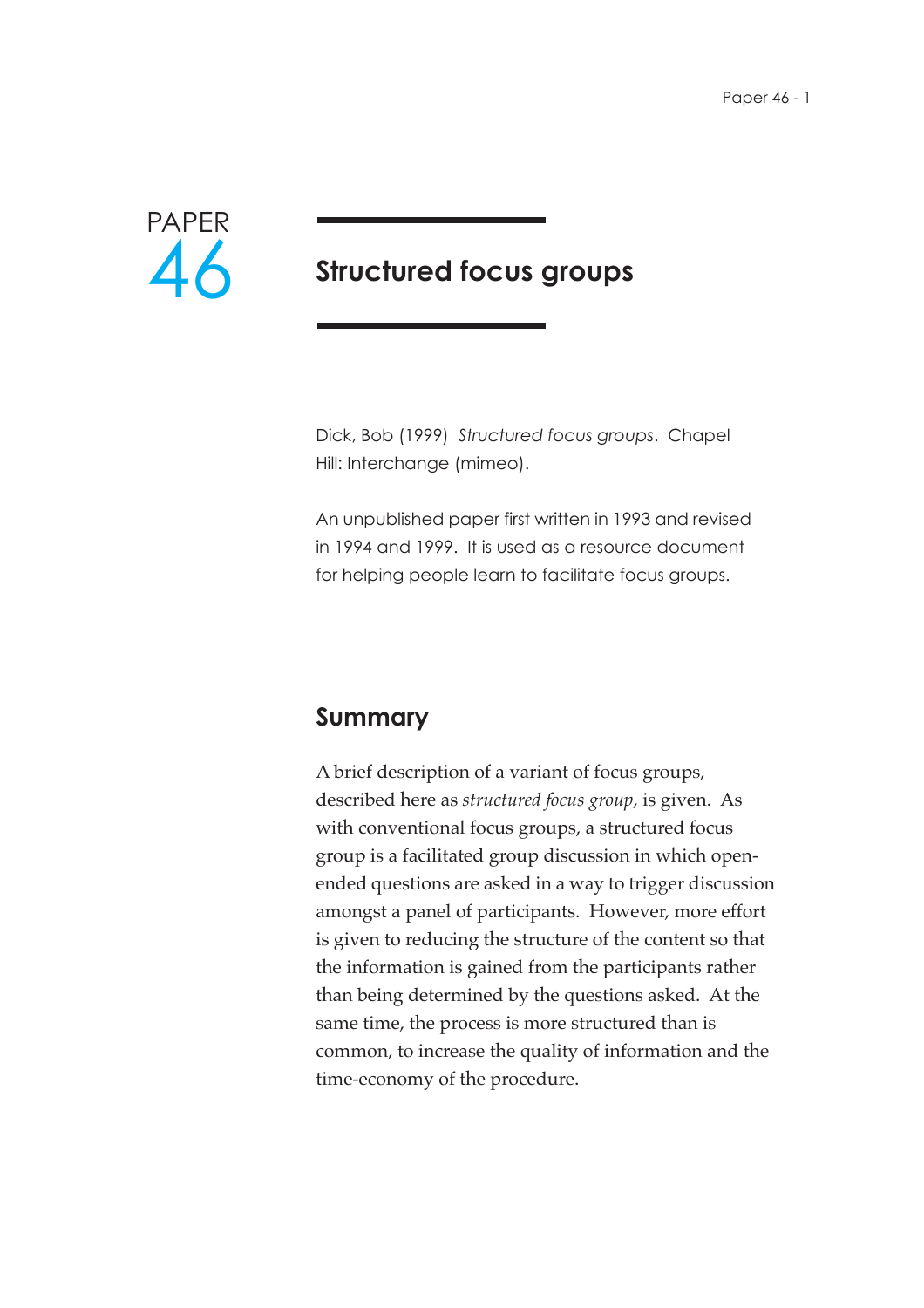PAPER 46

# Structured focus groups

Dick, Bob (1999) *Structured focus groups*. Chapel Hill: Interchange (mimeo).

An unpublished paper first written in 1993 and revised in 1994 and 1999. It is used as a resource document for helping people learn to facilitate focus groups.

## Summary

A brief description of a variant of focus groups, described here as *structured focus group*, is given. As with conventional focus groups, a structured focus group is a facilitated group discussion in which open-ended questions are asked in a way to trigger discussion amongst a panel of participants. However, more effort is given to reducing the structure of the content so that the information is gained from the participants rather than being determined by the questions asked. At the same time, the process is more structured than is common, to increase the quality of information and the time-economy of the procedure.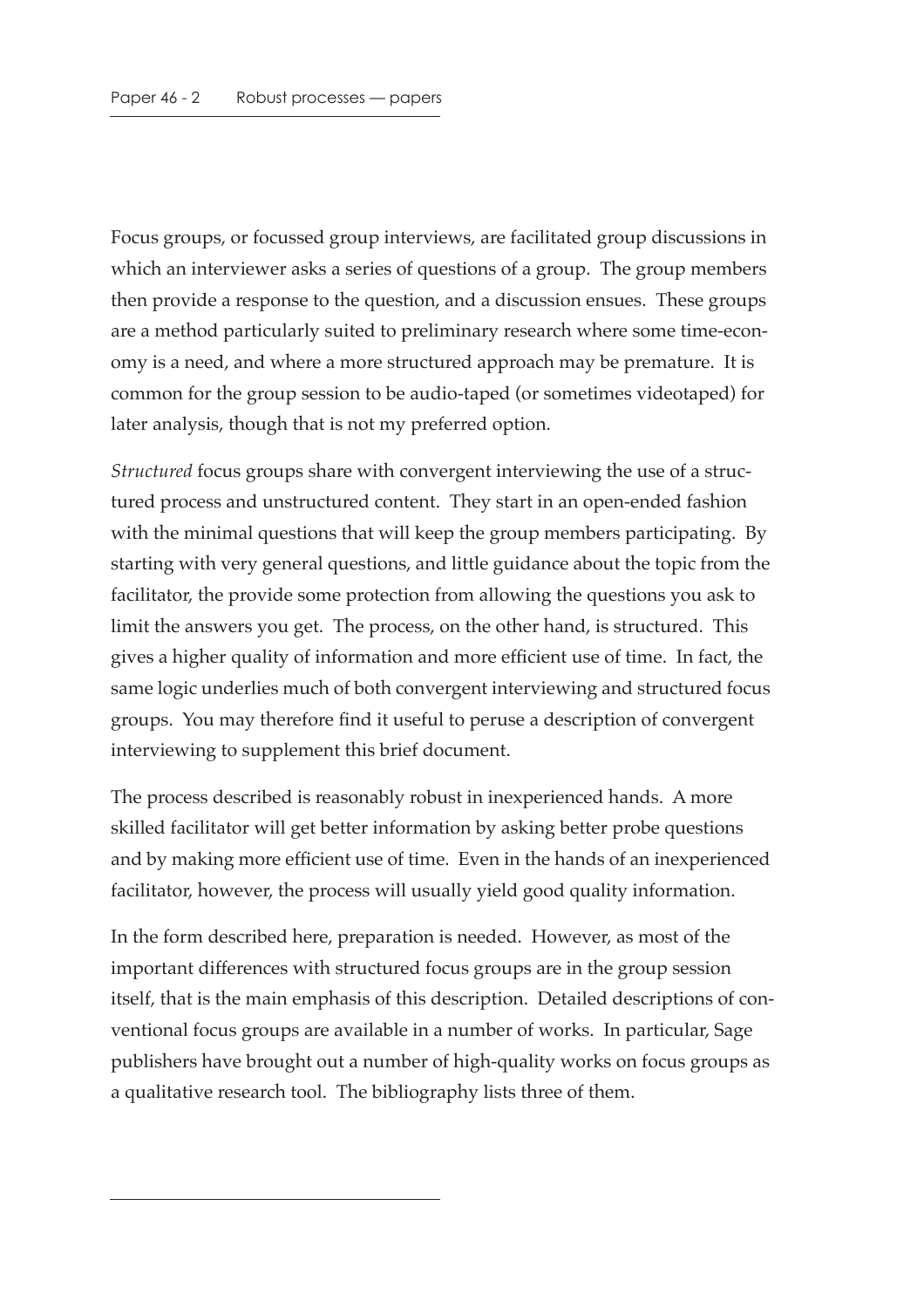Focus groups, or focussed group interviews, are facilitated group discussions in which an interviewer asks a series of questions of a group. The group members then provide a response to the question, and a discussion ensues. These groups are a method particularly suited to preliminary research where some time-economy is a need, and where a more structured approach may be premature. It is common for the group session to be audio-taped (or sometimes videotaped) for later analysis, though that is not my preferred option.

*Structured* focus groups share with convergent interviewing the use of a structured process and unstructured content. They start in an open-ended fashion with the minimal questions that will keep the group members participating. By starting with very general questions, and little guidance about the topic from the facilitator, the provide some protection from allowing the questions you ask to limit the answers you get. The process, on the other hand, is structured. This gives a higher quality of information and more efficient use of time. In fact, the same logic underlies much of both convergent interviewing and structured focus groups. You may therefore find it useful to peruse a description of convergent interviewing to supplement this brief document.

The process described is reasonably robust in inexperienced hands. A more skilled facilitator will get better information by asking better probe questions and by making more efficient use of time. Even in the hands of an inexperienced facilitator, however, the process will usually yield good quality information.

In the form described here, preparation is needed. However, as most of the important differences with structured focus groups are in the group session itself, that is the main emphasis of this description. Detailed descriptions of conventional focus groups are available in a number of works. In particular, Sage publishers have brought out a number of high-quality works on focus groups as a qualitative research tool. The bibliography lists three of them.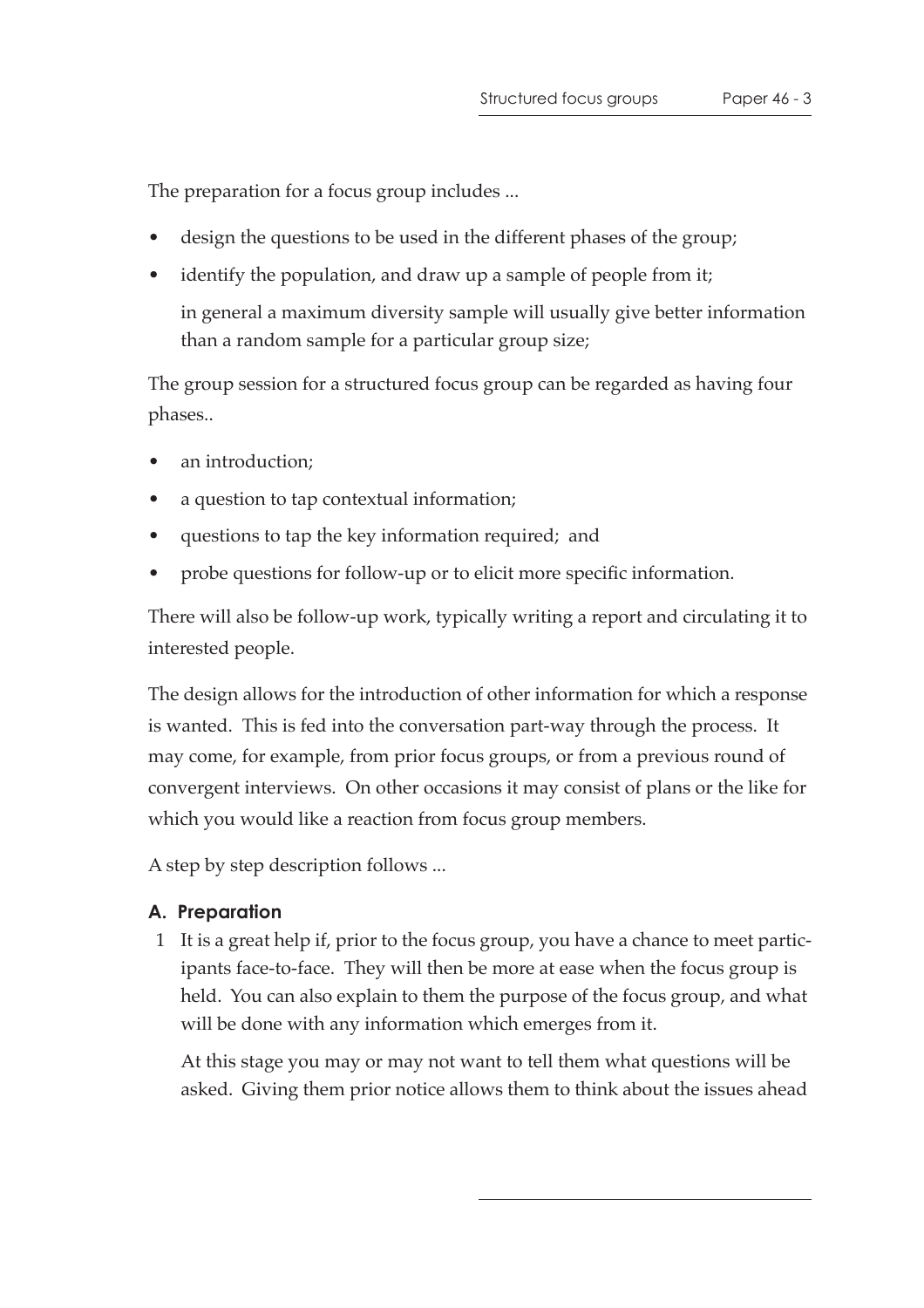The preparation for a focus group includes ...

- design the questions to be used in the different phases of the group;
- identify the population, and draw up a sample of people from it;

  in general a maximum diversity sample will usually give better information than a random sample for a particular group size;

The group session for a structured focus group can be regarded as having four phases..

- an introduction;
- a question to tap contextual information;
- questions to tap the key information required; and
- probe questions for follow-up or to elicit more specific information.

There will also be follow-up work, typically writing a report and circulating it to interested people.

The design allows for the introduction of other information for which a response is wanted. This is fed into the conversation part-way through the process. It may come, for example, from prior focus groups, or from a previous round of convergent interviews. On other occasions it may consist of plans or the like for which you would like a reaction from focus group members.

A step by step description follows ...

### A. Preparation

1 It is a great help if, prior to the focus group, you have a chance to meet participants face-to-face. They will then be more at ease when the focus group is held. You can also explain to them the purpose of the focus group, and what will be done with any information which emerges from it.

  At this stage you may or may not want to tell them what questions will be asked. Giving them prior notice allows them to think about the issues ahead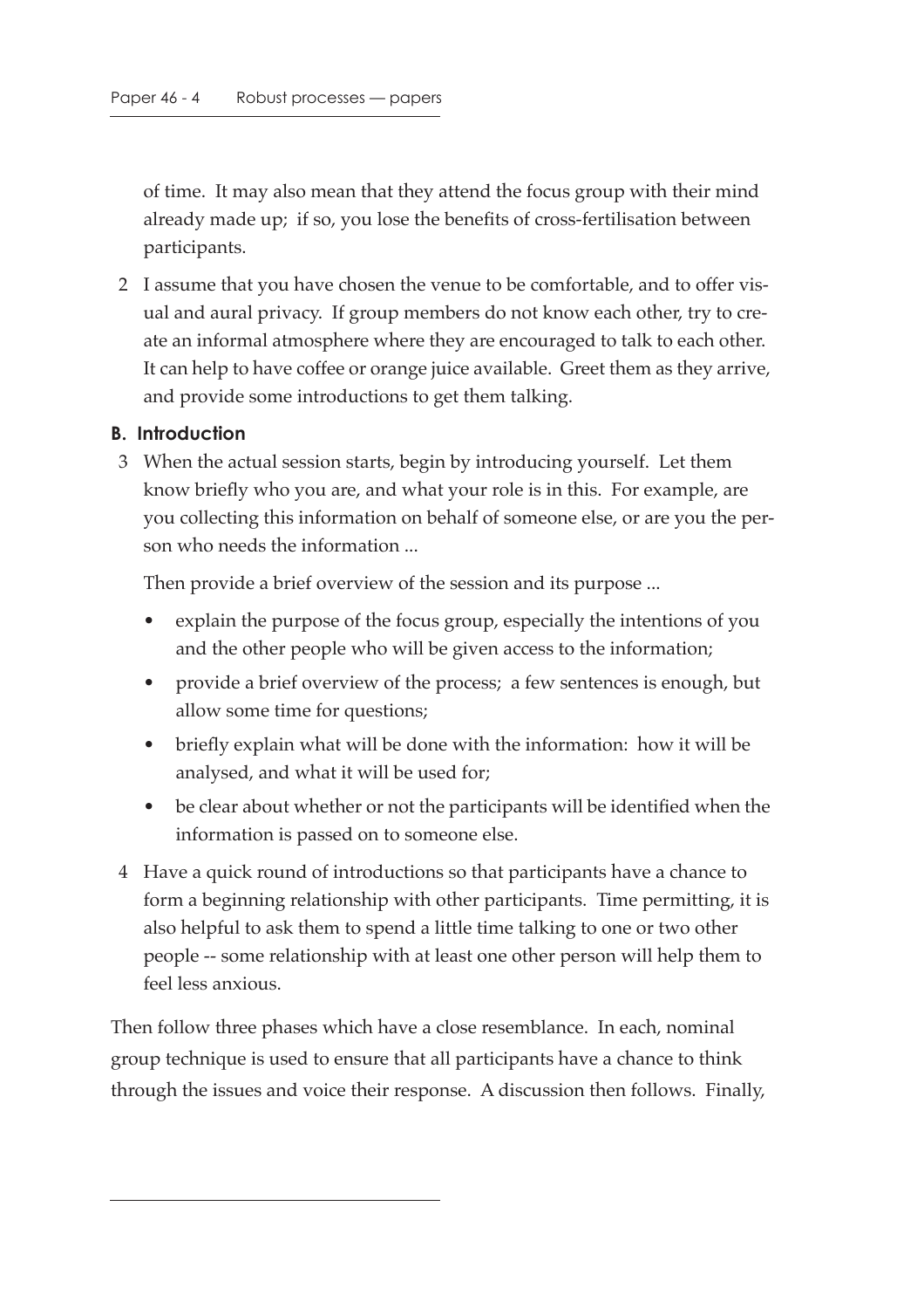of time. It may also mean that they attend the focus group with their mind already made up; if so, you lose the benefits of cross-fertilisation between participants.

2 I assume that you have chosen the venue to be comfortable, and to offer visual and aural privacy. If group members do not know each other, try to create an informal atmosphere where they are encouraged to talk to each other. It can help to have coffee or orange juice available. Greet them as they arrive, and provide some introductions to get them talking.

**B. Introduction**

3 When the actual session starts, begin by introducing yourself. Let them know briefly who you are, and what your role is in this. For example, are you collecting this information on behalf of someone else, or are you the person who needs the information ...

Then provide a brief overview of the session and its purpose ...

- explain the purpose of the focus group, especially the intentions of you and the other people who will be given access to the information;
- provide a brief overview of the process; a few sentences is enough, but allow some time for questions;
- briefly explain what will be done with the information: how it will be analysed, and what it will be used for;
- be clear about whether or not the participants will be identified when the information is passed on to someone else.

4 Have a quick round of introductions so that participants have a chance to form a beginning relationship with other participants. Time permitting, it is also helpful to ask them to spend a little time talking to one or two other people -- some relationship with at least one other person will help them to feel less anxious.

Then follow three phases which have a close resemblance. In each, nominal group technique is used to ensure that all participants have a chance to think through the issues and voice their response. A discussion then follows. Finally,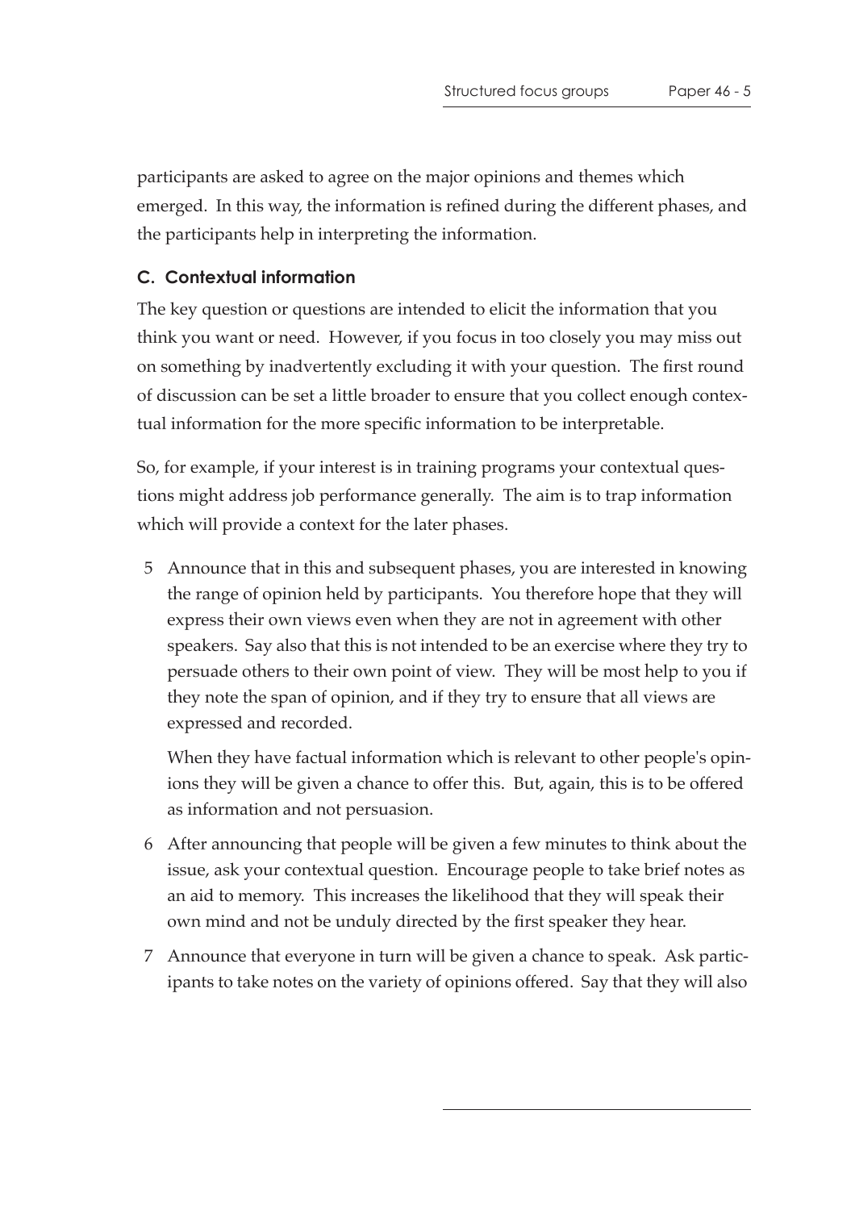participants are asked to agree on the major opinions and themes which emerged. In this way, the information is refined during the different phases, and the participants help in interpreting the information.

### C. Contextual information

The key question or questions are intended to elicit the information that you think you want or need. However, if you focus in too closely you may miss out on something by inadvertently excluding it with your question. The first round of discussion can be set a little broader to ensure that you collect enough contextual information for the more specific information to be interpretable.

So, for example, if your interest is in training programs your contextual questions might address job performance generally. The aim is to trap information which will provide a context for the later phases.

5. Announce that in this and subsequent phases, you are interested in knowing the range of opinion held by participants. You therefore hope that they will express their own views even when they are not in agreement with other speakers. Say also that this is not intended to be an exercise where they try to persuade others to their own point of view. They will be most help to you if they note the span of opinion, and if they try to ensure that all views are expressed and recorded.

   When they have factual information which is relevant to other people's opinions they will be given a chance to offer this. But, again, this is to be offered as information and not persuasion.

6. After announcing that people will be given a few minutes to think about the issue, ask your contextual question. Encourage people to take brief notes as an aid to memory. This increases the likelihood that they will speak their own mind and not be unduly directed by the first speaker they hear.

7. Announce that everyone in turn will be given a chance to speak. Ask participants to take notes on the variety of opinions offered. Say that they will also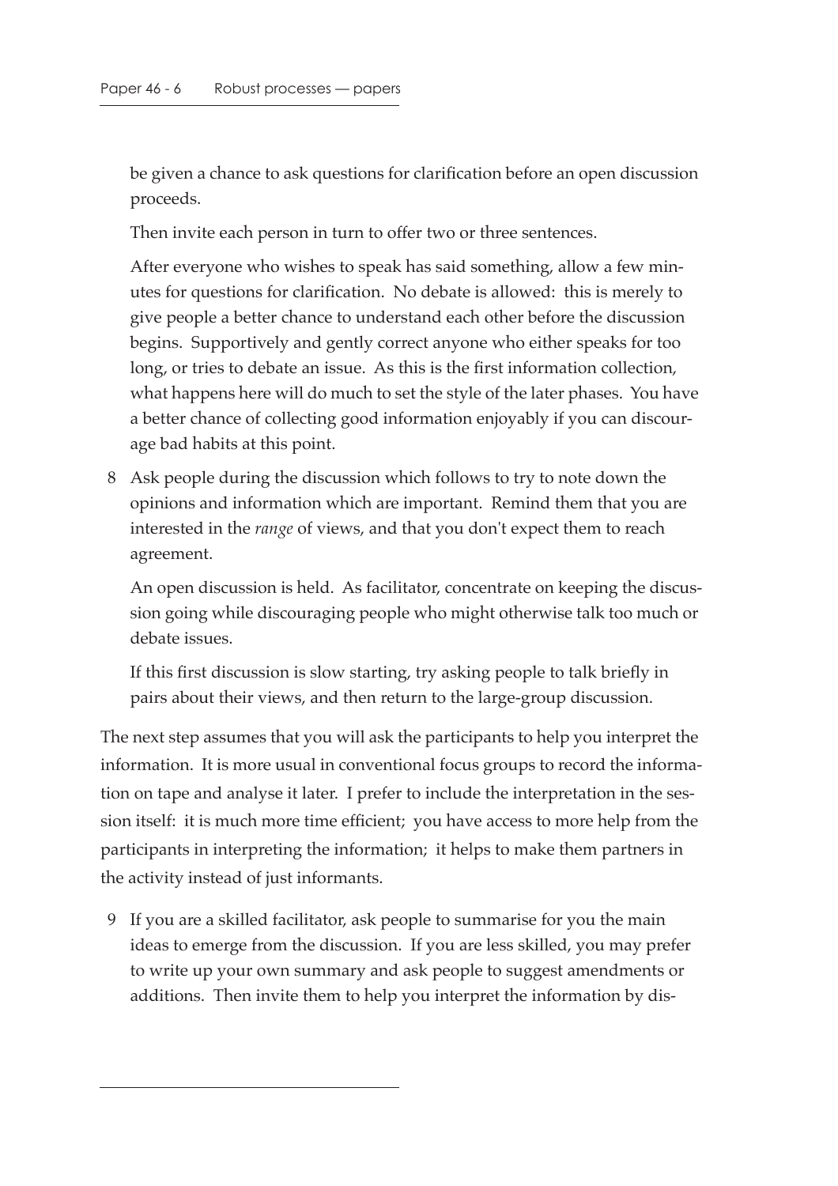be given a chance to ask questions for clarification before an open discussion proceeds.

Then invite each person in turn to offer two or three sentences.

After everyone who wishes to speak has said something, allow a few minutes for questions for clarification. No debate is allowed: this is merely to give people a better chance to understand each other before the discussion begins. Supportively and gently correct anyone who either speaks for too long, or tries to debate an issue. As this is the first information collection, what happens here will do much to set the style of the later phases. You have a better chance of collecting good information enjoyably if you can discourage bad habits at this point.

8. Ask people during the discussion which follows to try to note down the opinions and information which are important. Remind them that you are interested in the *range* of views, and that you don't expect them to reach agreement.

   An open discussion is held. As facilitator, concentrate on keeping the discussion going while discouraging people who might otherwise talk too much or debate issues.

   If this first discussion is slow starting, try asking people to talk briefly in pairs about their views, and then return to the large-group discussion.

The next step assumes that you will ask the participants to help you interpret the information. It is more usual in conventional focus groups to record the information on tape and analyse it later. I prefer to include the interpretation in the session itself: it is much more time efficient; you have access to more help from the participants in interpreting the information; it helps to make them partners in the activity instead of just informants.

9. If you are a skilled facilitator, ask people to summarise for you the main ideas to emerge from the discussion. If you are less skilled, you may prefer to write up your own summary and ask people to suggest amendments or additions. Then invite them to help you interpret the information by dis-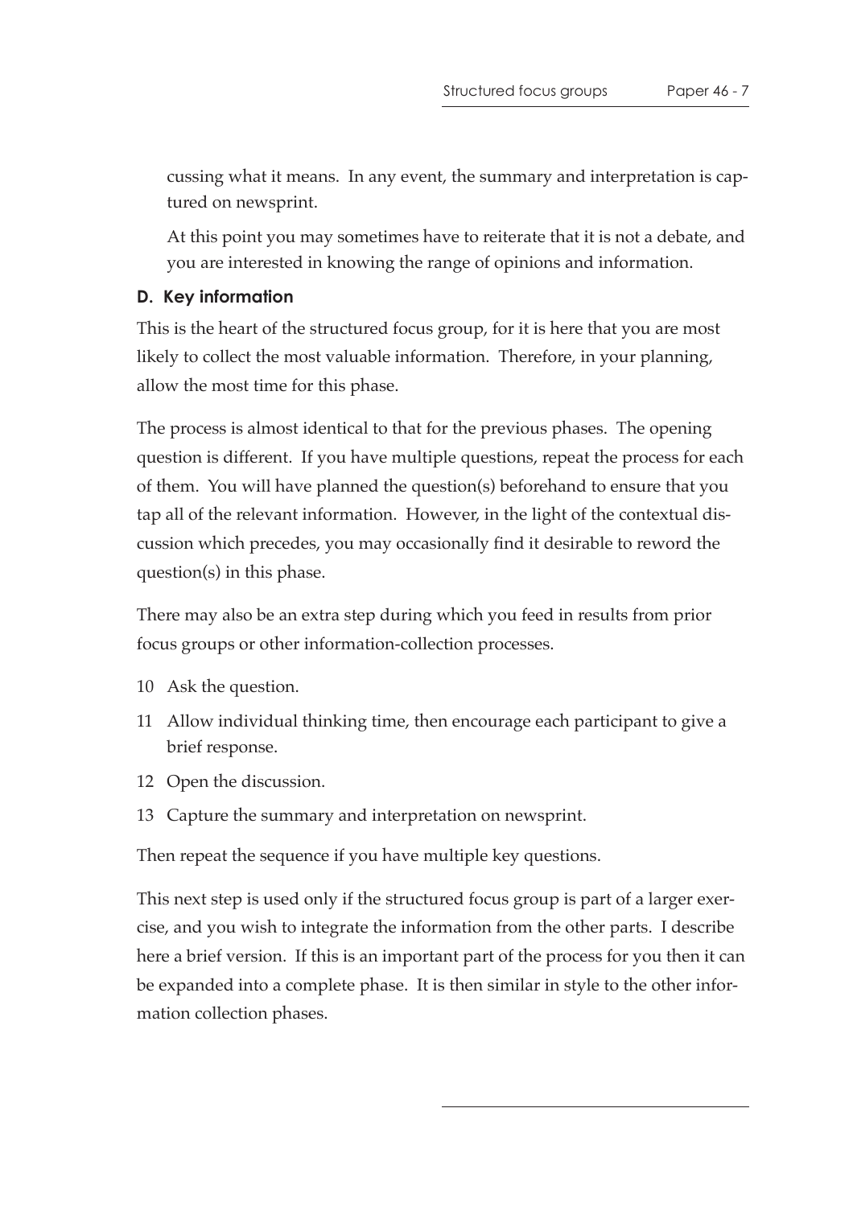cussing what it means. In any event, the summary and interpretation is captured on newsprint.

At this point you may sometimes have to reiterate that it is not a debate, and you are interested in knowing the range of opinions and information.

### D. Key information

This is the heart of the structured focus group, for it is here that you are most likely to collect the most valuable information. Therefore, in your planning, allow the most time for this phase.

The process is almost identical to that for the previous phases. The opening question is different. If you have multiple questions, repeat the process for each of them. You will have planned the question(s) beforehand to ensure that you tap all of the relevant information. However, in the light of the contextual discussion which precedes, you may occasionally find it desirable to reword the question(s) in this phase.

There may also be an extra step during which you feed in results from prior focus groups or other information-collection processes.

10 Ask the question.

11 Allow individual thinking time, then encourage each participant to give a brief response.

12 Open the discussion.

13 Capture the summary and interpretation on newsprint.

Then repeat the sequence if you have multiple key questions.

This next step is used only if the structured focus group is part of a larger exercise, and you wish to integrate the information from the other parts. I describe here a brief version. If this is an important part of the process for you then it can be expanded into a complete phase. It is then similar in style to the other information collection phases.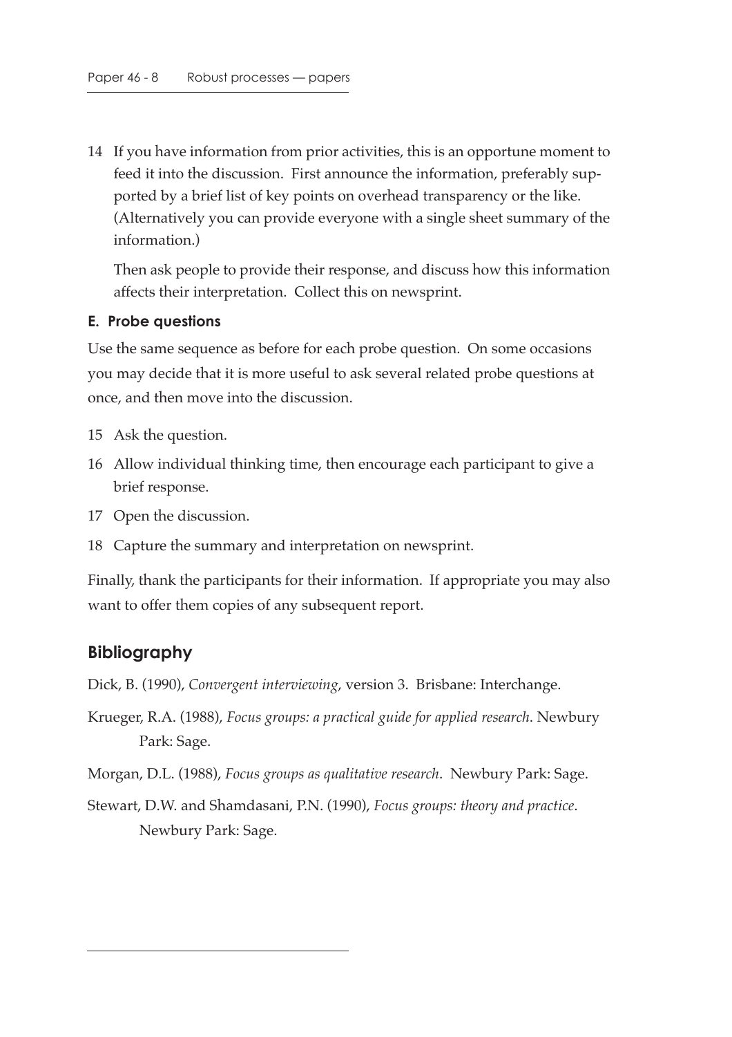14 If you have information from prior activities, this is an opportune moment to feed it into the discussion. First announce the information, preferably supported by a brief list of key points on overhead transparency or the like. (Alternatively you can provide everyone with a single sheet summary of the information.)

   Then ask people to provide their response, and discuss how this information affects their interpretation. Collect this on newsprint.

#### E. Probe questions

Use the same sequence as before for each probe question. On some occasions you may decide that it is more useful to ask several related probe questions at once, and then move into the discussion.

15 Ask the question.

16 Allow individual thinking time, then encourage each participant to give a brief response.

17 Open the discussion.

18 Capture the summary and interpretation on newsprint.

Finally, thank the participants for their information. If appropriate you may also want to offer them copies of any subsequent report.

## Bibliography

Dick, B. (1990), *Convergent interviewing*, version 3. Brisbane: Interchange.

Krueger, R.A. (1988), *Focus groups: a practical guide for applied research*. Newbury Park: Sage.

Morgan, D.L. (1988), *Focus groups as qualitative research*. Newbury Park: Sage.

Stewart, D.W. and Shamdasani, P.N. (1990), *Focus groups: theory and practice*. Newbury Park: Sage.